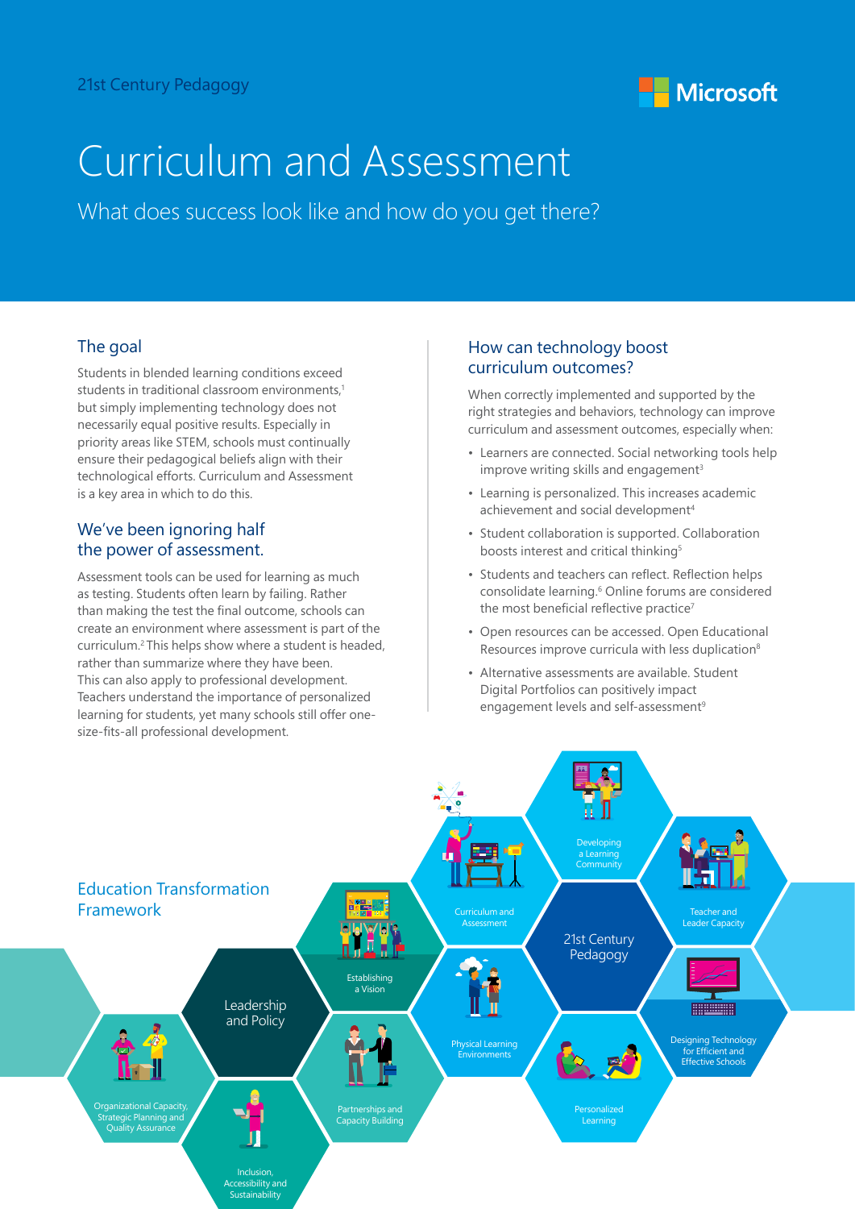21st Century Pedagogy

Microsoft

# Curriculum and Assessment

## What does success look like and how do you get there?

### The goal

Students in blended learning conditions exceed students in traditional classroom environments,[1] but simply implementing technology does not necessarily equal positive results. Especially in priority areas like STEM, schools must continually ensure their pedagogical beliefs align with their technological efforts. Curriculum and Assessment is a key area in which to do this.

### We've been ignoring half the power of assessment.

Assessment tools can be used for learning as much as testing. Students often learn by failing. Rather than making the test the final outcome, schools can create an environment where assessment is part of the curriculum.[2] This helps show where a student is headed, rather than summarize where they have been. This can also apply to professional development. Teachers understand the importance of personalized learning for students, yet many schools still offer one-size-fits-all professional development.

### How can technology boost curriculum outcomes?

When correctly implemented and supported by the right strategies and behaviors, technology can improve curriculum and assessment outcomes, especially when:

- Learners are connected. Social networking tools help improve writing skills and engagement[3]
- Learning is personalized. This increases academic achievement and social development[4]
- Student collaboration is supported. Collaboration boosts interest and critical thinking[5]
- Students and teachers can reflect. Reflection helps consolidate learning.[6] Online forums are considered the most beneficial reflective practice[7]
- Open resources can be accessed. Open Educational Resources improve curricula with less duplication[8]
- Alternative assessments are available. Student Digital Portfolios can positively impact engagement levels and self-assessment[9]

### Education Transformation Framework

- Leadership and Policy
  - Establishing a Vision
  - Partnerships and Capacity Building
  - Organizational Capacity, Strategic Planning and Quality Assurance
  - Inclusion, Accessibility and Sustainability
- 21st Century Pedagogy
  - Curriculum and Assessment
  - Developing a Learning Community
  - Teacher and Leader Capacity
  - Physical Learning Environments
  - Personalized Learning
  - Designing Technology for Efficient and Effective Schools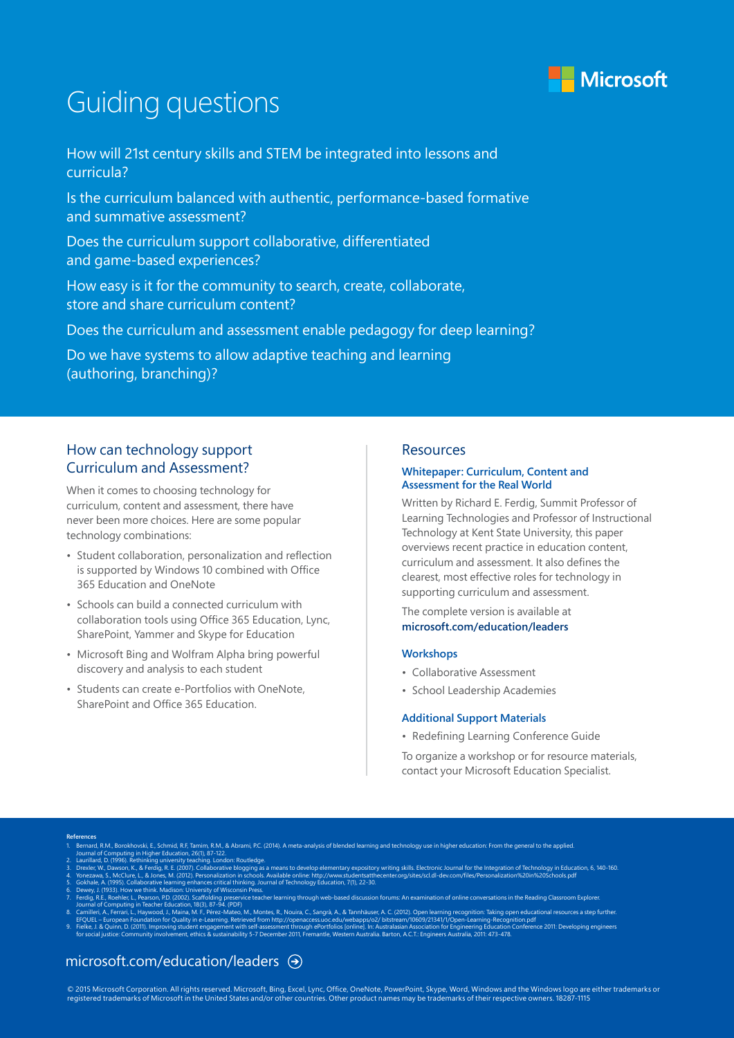# Guiding questions

How will 21st century skills and STEM be integrated into lessons and curricula?

Is the curriculum balanced with authentic, performance-based formative and summative assessment?

Does the curriculum support collaborative, differentiated and game-based experiences?

How easy is it for the community to search, create, collaborate, store and share curriculum content?

Does the curriculum and assessment enable pedagogy for deep learning?

Do we have systems to allow adaptive teaching and learning (authoring, branching)?

## How can technology support Curriculum and Assessment?

When it comes to choosing technology for curriculum, content and assessment, there have never been more choices. Here are some popular technology combinations:

- Student collaboration, personalization and reflection is supported by Windows 10 combined with Office 365 Education and OneNote
- Schools can build a connected curriculum with collaboration tools using Office 365 Education, Lync, SharePoint, Yammer and Skype for Education
- Microsoft Bing and Wolfram Alpha bring powerful discovery and analysis to each student
- Students can create e-Portfolios with OneNote, SharePoint and Office 365 Education.

## Resources

### Whitepaper: Curriculum, Content and Assessment for the Real World

Written by Richard E. Ferdig, Summit Professor of Learning Technologies and Professor of Instructional Technology at Kent State University, this paper overviews recent practice in education content, curriculum and assessment. It also defines the clearest, most effective roles for technology in supporting curriculum and assessment.

The complete version is available at **microsoft.com/education/leaders**

### Workshops

- Collaborative Assessment
- School Leadership Academies

### Additional Support Materials

- Redefining Learning Conference Guide

To organize a workshop or for resource materials, contact your Microsoft Education Specialist.

**References**

1. Bernard, R.M., Borokhovski, E., Schmid, R.F, Tamim, R.M., & Abrami, P.C. (2014). A meta-analysis of blended learning and technology use in higher education: From the general to the applied. Journal of Computing in Higher Education, 26(1), 87-122.
2. Laurillard, D. (1996). Rethinking university teaching. London: Routledge.
3. Drexler, W., Dawson, K., & Ferdig, R. E. (2007). Collaborative blogging as a means to develop elementary expository writing skills. Electronic Journal for the Integration of Technology in Education, 6, 140-160.
4. Yonezawa, S., McClure, L., & Jones, M. (2012). Personalization in schools. Available online: http://www.studentsatthecenter.org/sites/scl.dl-dev.com/files/Personalization%20in%20Schools.pdf
5. Gokhale, A. (1995). Collaborative learning enhances critical thinking. Journal of Technology Education, 7(1), 22-30.
6. Dewey, J. (1933). How we think. Madison: University of Wisconsin Press.
7. Ferdig, R.E., Roehler, L., Pearson, P.D. (2002). Scaffolding preservice teacher learning through web-based discussion forums: An examination of online conversations in the Reading Classroom Explorer. Journal of Computing in Teacher Education, 18(3), 87-94. (PDF)
8. Camilleri, A., Ferrari, L., Haywood, J., Maina, M. F., Pérez-Mateo, M., Montes, R., Nouira, C., Sangrà, A., & Tannhäuser, A. C. (2012). Open learning recognition: Taking open educational resources a step further. EFQUEL – European Foundation for Quality in e-Learning. Retrieved from http://openaccess.uoc.edu/webapps/o2/ bitstream/10609/21341/1/Open-Learning-Recognition.pdf
9. Fielke, J. & Quinn, D. (2011). Improving student engagement with self-assessment through ePortfolios [online]. In: Australasian Association for Engineering Education Conference 2011: Developing engineers for social justice: Community involvement, ethics & sustainability 5-7 December 2011, Fremantle, Western Australia. Barton, A.C.T.: Engineers Australia, 2011: 473-478.

microsoft.com/education/leaders

© 2015 Microsoft Corporation. All rights reserved. Microsoft, Bing, Excel, Lync, Office, OneNote, PowerPoint, Skype, Word, Windows and the Windows logo are either trademarks or registered trademarks of Microsoft in the United States and/or other countries. Other product names may be trademarks of their respective owners. 18287-1115